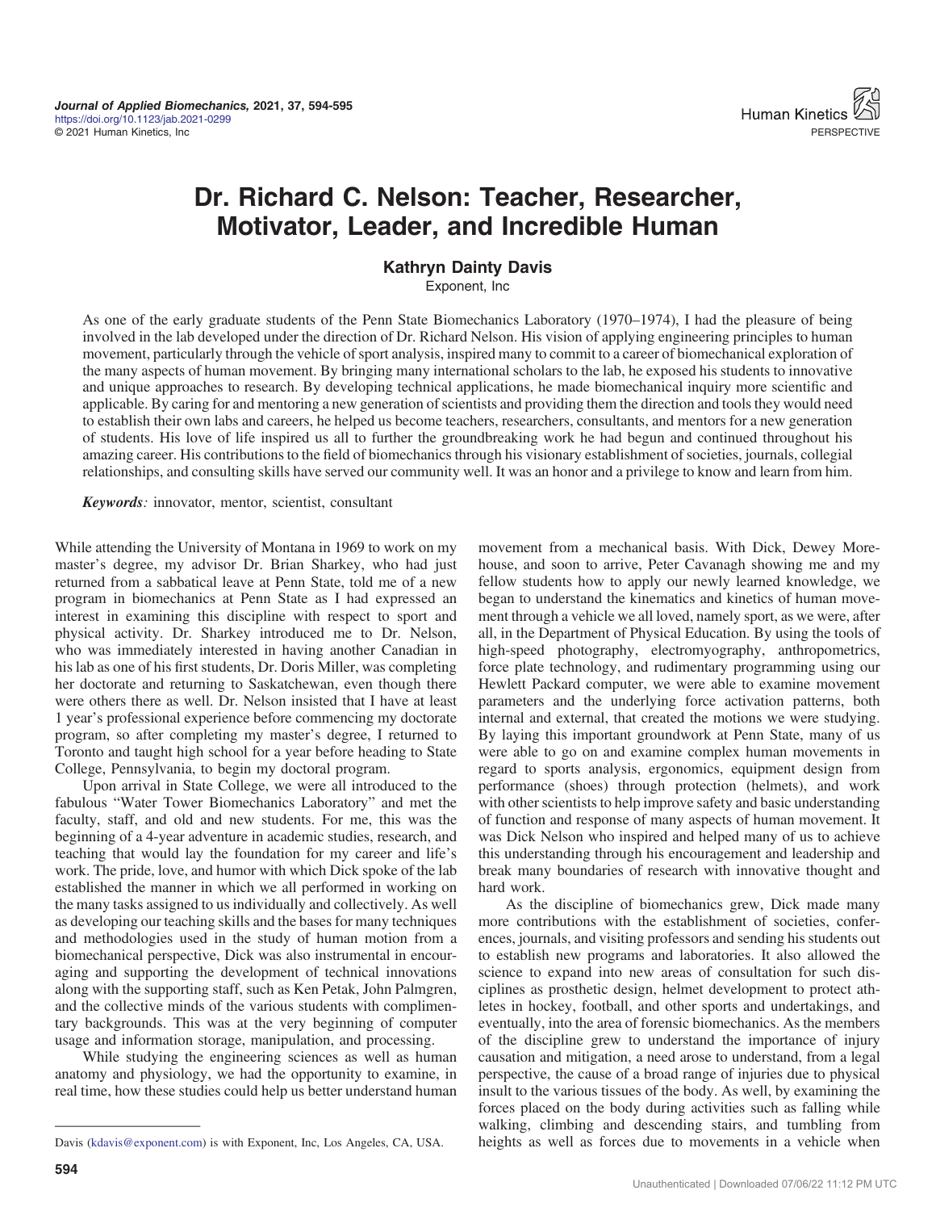# Dr. Richard C. Nelson: Teacher, Researcher, Motivator, Leader, and Incredible Human

**Kathryn Dainty Davis**

Exponent, Inc

As one of the early graduate students of the Penn State Biomechanics Laboratory (1970–1974), I had the pleasure of being involved in the lab developed under the direction of Dr. Richard Nelson. His vision of applying engineering principles to human movement, particularly through the vehicle of sport analysis, inspired many to commit to a career of biomechanical exploration of the many aspects of human movement. By bringing many international scholars to the lab, he exposed his students to innovative and unique approaches to research. By developing technical applications, he made biomechanical inquiry more scientific and applicable. By caring for and mentoring a new generation of scientists and providing them the direction and tools they would need to establish their own labs and careers, he helped us become teachers, researchers, consultants, and mentors for a new generation of students. His love of life inspired us all to further the groundbreaking work he had begun and continued throughout his amazing career. His contributions to the field of biomechanics through his visionary establishment of societies, journals, collegial relationships, and consulting skills have served our community well. It was an honor and a privilege to know and learn from him.

***Keywords**:* innovator, mentor, scientist, consultant

While attending the University of Montana in 1969 to work on my master's degree, my advisor Dr. Brian Sharkey, who had just returned from a sabbatical leave at Penn State, told me of a new program in biomechanics at Penn State as I had expressed an interest in examining this discipline with respect to sport and physical activity. Dr. Sharkey introduced me to Dr. Nelson, who was immediately interested in having another Canadian in his lab as one of his first students, Dr. Doris Miller, was completing her doctorate and returning to Saskatchewan, even though there were others there as well. Dr. Nelson insisted that I have at least 1 year's professional experience before commencing my doctorate program, so after completing my master's degree, I returned to Toronto and taught high school for a year before heading to State College, Pennsylvania, to begin my doctoral program.

Upon arrival in State College, we were all introduced to the fabulous "Water Tower Biomechanics Laboratory" and met the faculty, staff, and old and new students. For me, this was the beginning of a 4-year adventure in academic studies, research, and teaching that would lay the foundation for my career and life's work. The pride, love, and humor with which Dick spoke of the lab established the manner in which we all performed in working on the many tasks assigned to us individually and collectively. As well as developing our teaching skills and the bases for many techniques and methodologies used in the study of human motion from a biomechanical perspective, Dick was also instrumental in encouraging and supporting the development of technical innovations along with the supporting staff, such as Ken Petak, John Palmgren, and the collective minds of the various students with complimentary backgrounds. This was at the very beginning of computer usage and information storage, manipulation, and processing.

While studying the engineering sciences as well as human anatomy and physiology, we had the opportunity to examine, in real time, how these studies could help us better understand human movement from a mechanical basis. With Dick, Dewey Morehouse, and soon to arrive, Peter Cavanagh showing me and my fellow students how to apply our newly learned knowledge, we began to understand the kinematics and kinetics of human movement through a vehicle we all loved, namely sport, as we were, after all, in the Department of Physical Education. By using the tools of high-speed photography, electromyography, anthropometrics, force plate technology, and rudimentary programming using our Hewlett Packard computer, we were able to examine movement parameters and the underlying force activation patterns, both internal and external, that created the motions we were studying. By laying this important groundwork at Penn State, many of us were able to go on and examine complex human movements in regard to sports analysis, ergonomics, equipment design from performance (shoes) through protection (helmets), and work with other scientists to help improve safety and basic understanding of function and response of many aspects of human movement. It was Dick Nelson who inspired and helped many of us to achieve this understanding through his encouragement and leadership and break many boundaries of research with innovative thought and hard work.

As the discipline of biomechanics grew, Dick made many more contributions with the establishment of societies, conferences, journals, and visiting professors and sending his students out to establish new programs and laboratories. It also allowed the science to expand into new areas of consultation for such disciplines as prosthetic design, helmet development to protect athletes in hockey, football, and other sports and undertakings, and eventually, into the area of forensic biomechanics. As the members of the discipline grew to understand the importance of injury causation and mitigation, a need arose to understand, from a legal perspective, the cause of a broad range of injuries due to physical insult to the various tissues of the body. As well, by examining the forces placed on the body during activities such as falling while walking, climbing and descending stairs, and tumbling from heights as well as forces due to movements in a vehicle when

Davis (kdavis@exponent.com) is with Exponent, Inc, Los Angeles, CA, USA.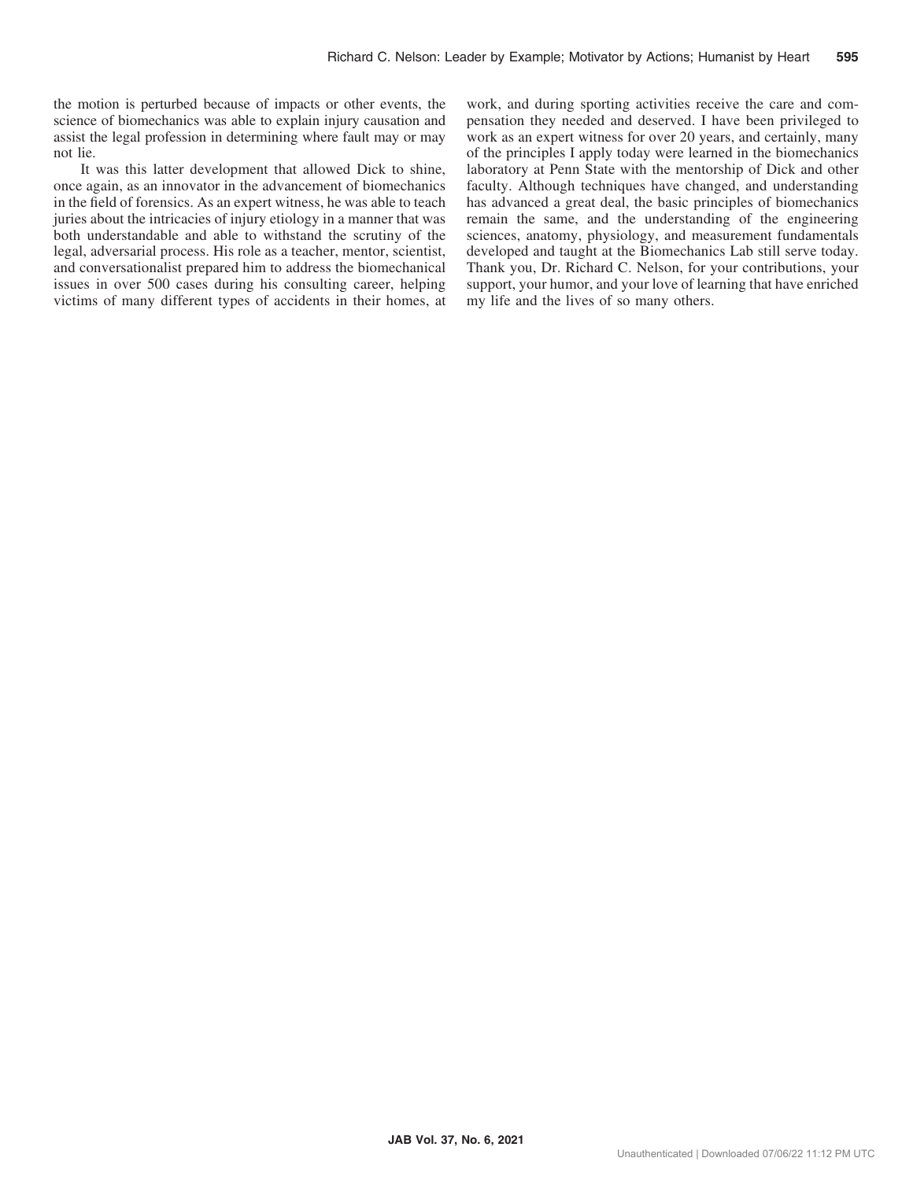the motion is perturbed because of impacts or other events, the science of biomechanics was able to explain injury causation and assist the legal profession in determining where fault may or may not lie.

It was this latter development that allowed Dick to shine, once again, as an innovator in the advancement of biomechanics in the field of forensics. As an expert witness, he was able to teach juries about the intricacies of injury etiology in a manner that was both understandable and able to withstand the scrutiny of the legal, adversarial process. His role as a teacher, mentor, scientist, and conversationalist prepared him to address the biomechanical issues in over 500 cases during his consulting career, helping victims of many different types of accidents in their homes, at work, and during sporting activities receive the care and compensation they needed and deserved. I have been privileged to work as an expert witness for over 20 years, and certainly, many of the principles I apply today were learned in the biomechanics laboratory at Penn State with the mentorship of Dick and other faculty. Although techniques have changed, and understanding has advanced a great deal, the basic principles of biomechanics remain the same, and the understanding of the engineering sciences, anatomy, physiology, and measurement fundamentals developed and taught at the Biomechanics Lab still serve today. Thank you, Dr. Richard C. Nelson, for your contributions, your support, your humor, and your love of learning that have enriched my life and the lives of so many others.